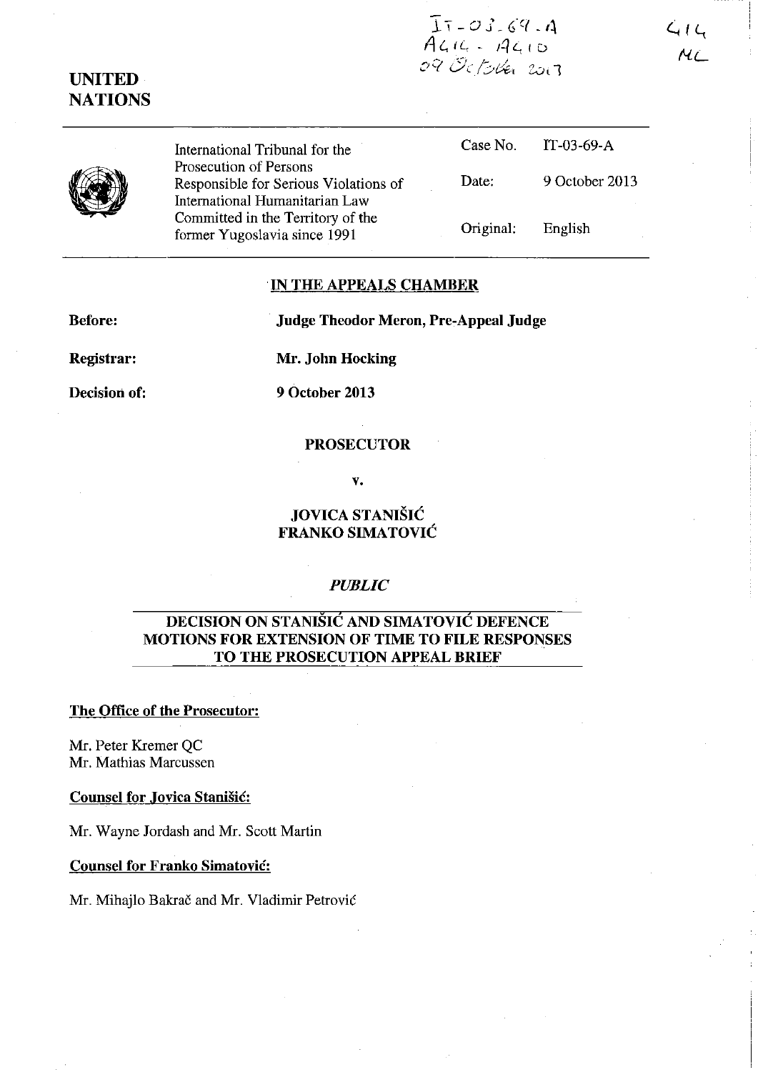IT-03-69-A
A414 - A410
09 October 2013

414
ML

**UNITED NATIONS**

| | | |
|---|---|---|
| International Tribunal for the Prosecution of Persons Responsible for Serious Violations of International Humanitarian Law Committed in the Territory of the former Yugoslavia since 1991 | Case No. | IT-03-69-A |
| | Date: | 9 October 2013 |
| | Original: | English |

## IN THE APPEALS CHAMBER

**Before:** **Judge Theodor Meron, Pre-Appeal Judge**

**Registrar:** **Mr. John Hocking**

**Decision of:** **9 October 2013**

**PROSECUTOR**

**v.**

**JOVICA STANIŠIĆ**
**FRANKO SIMATOVIĆ**

***PUBLIC***

**DECISION ON STANIŠIĆ AND SIMATOVIĆ DEFENCE MOTIONS FOR EXTENSION OF TIME TO FILE RESPONSES TO THE PROSECUTION APPEAL BRIEF**

**The Office of the Prosecutor:**

Mr. Peter Kremer QC
Mr. Mathias Marcussen

**Counsel for Jovica Stanišić:**

Mr. Wayne Jordash and Mr. Scott Martin

**Counsel for Franko Simatović:**

Mr. Mihajlo Bakrač and Mr. Vladimir Petrović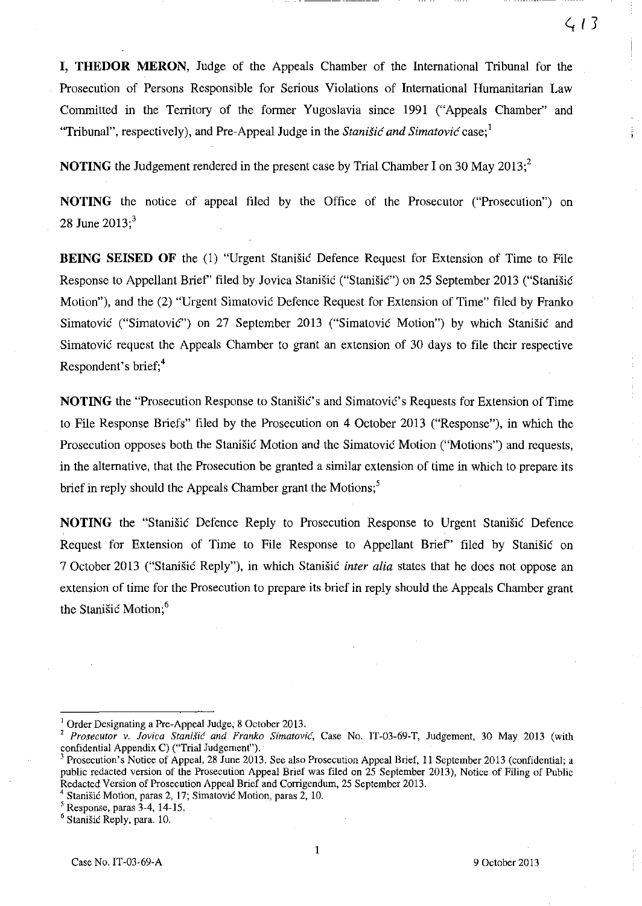**I, THEDOR MERON**, Judge of the Appeals Chamber of the International Tribunal for the Prosecution of Persons Responsible for Serious Violations of International Humanitarian Law Committed in the Territory of the former Yugoslavia since 1991 ("Appeals Chamber" and "Tribunal", respectively), and Pre-Appeal Judge in the *Stanišić and Simatović* case;[1]

**NOTING** the Judgement rendered in the present case by Trial Chamber I on 30 May 2013;[2]

**NOTING** the notice of appeal filed by the Office of the Prosecutor ("Prosecution") on 28 June 2013;[3]

**BEING SEISED OF** the (1) "Urgent Stanišić Defence Request for Extension of Time to File Response to Appellant Brief" filed by Jovica Stanišić ("Stanišić") on 25 September 2013 ("Stanišić Motion"), and the (2) "Urgent Simatović Defence Request for Extension of Time" filed by Franko Simatović ("Simatović") on 27 September 2013 ("Simatović Motion") by which Stanišić and Simatović request the Appeals Chamber to grant an extension of 30 days to file their respective Respondent's brief;[4]

**NOTING** the "Prosecution Response to Stanišić's and Simatović's Requests for Extension of Time to File Response Briefs" filed by the Prosecution on 4 October 2013 ("Response"), in which the Prosecution opposes both the Stanišić Motion and the Simatović Motion ("Motions") and requests, in the alternative, that the Prosecution be granted a similar extension of time in which to prepare its brief in reply should the Appeals Chamber grant the Motions;[5]

**NOTING** the "Stanišić Defence Reply to Prosecution Response to Urgent Stanišić Defence Request for Extension of Time to File Response to Appellant Brief" filed by Stanišić on 7 October 2013 ("Stanišić Reply"), in which Stanišić *inter alia* states that he does not oppose an extension of time for the Prosecution to prepare its brief in reply should the Appeals Chamber grant the Stanišić Motion;[6]

---

[1] Order Designating a Pre-Appeal Judge, 8 October 2013.

[2] *Prosecutor v. Jovica Stanišić and Franko Simatović*, Case No. IT-03-69-T, Judgement, 30 May 2013 (with confidential Appendix C) ("Trial Judgement").

[3] Prosecution's Notice of Appeal, 28 June 2013. See also Prosecution Appeal Brief, 11 September 2013 (confidential; a public redacted version of the Prosecution Appeal Brief was filed on 25 September 2013), Notice of Filing of Public Redacted Version of Prosecution Appeal Brief and Corrigendum, 25 September 2013.

[4] Stanišić Motion, paras 2, 17; Simatović Motion, paras 2, 10.

[5] Response, paras 3-4, 14-15.

[6] Stanišić Reply, para. 10.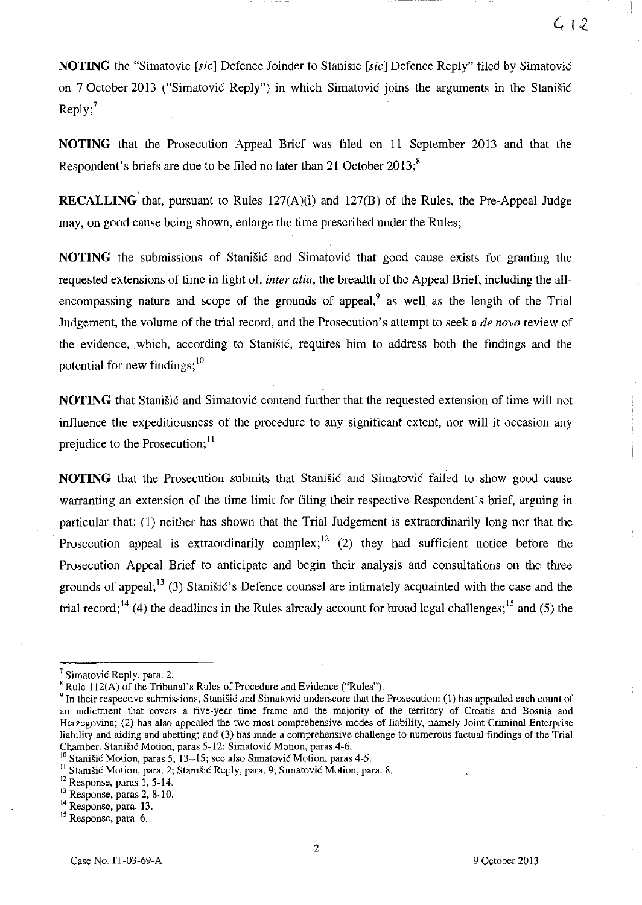**NOTING** the "Simatovic [*sic*] Defence Joinder to Stanisic [*sic*] Defence Reply" filed by Simatović on 7 October 2013 ("Simatović Reply") in which Simatović joins the arguments in the Stanišić Reply;[7]

**NOTING** that the Prosecution Appeal Brief was filed on 11 September 2013 and that the Respondent's briefs are due to be filed no later than 21 October 2013;[8]

**RECALLING** that, pursuant to Rules 127(A)(i) and 127(B) of the Rules, the Pre-Appeal Judge may, on good cause being shown, enlarge the time prescribed under the Rules;

**NOTING** the submissions of Stanišić and Simatović that good cause exists for granting the requested extensions of time in light of, *inter alia*, the breadth of the Appeal Brief, including the all-encompassing nature and scope of the grounds of appeal,[9] as well as the length of the Trial Judgement, the volume of the trial record, and the Prosecution's attempt to seek a *de novo* review of the evidence, which, according to Stanišić, requires him to address both the findings and the potential for new findings;[10]

**NOTING** that Stanišić and Simatović contend further that the requested extension of time will not influence the expeditiousness of the procedure to any significant extent, nor will it occasion any prejudice to the Prosecution;[11]

**NOTING** that the Prosecution submits that Stanišić and Simatović failed to show good cause warranting an extension of the time limit for filing their respective Respondent's brief, arguing in particular that: (1) neither has shown that the Trial Judgement is extraordinarily long nor that the Prosecution appeal is extraordinarily complex;[12] (2) they had sufficient notice before the Prosecution Appeal Brief to anticipate and begin their analysis and consultations on the three grounds of appeal;[13] (3) Stanišić's Defence counsel are intimately acquainted with the case and the trial record;[14] (4) the deadlines in the Rules already account for broad legal challenges;[15] and (5) the

---

[7] Simatović Reply, para. 2.

[8] Rule 112(A) of the Tribunal's Rules of Procedure and Evidence ("Rules").

[9] In their respective submissions, Stanišić and Simatović underscore that the Prosecution: (1) has appealed each count of an indictment that covers a five-year time frame and the majority of the territory of Croatia and Bosnia and Herzegovina; (2) has also appealed the two most comprehensive modes of liability, namely Joint Criminal Enterprise liability and aiding and abetting; and (3) has made a comprehensive challenge to numerous factual findings of the Trial Chamber. Stanišić Motion, paras 5-12; Simatović Motion, paras 4-6.

[10] Stanišić Motion, paras 5, 13–15; see also Simatović Motion, paras 4-5.

[11] Stanišić Motion, para. 2; Stanišić Reply, para. 9; Simatović Motion, para. 8.

[12] Response, paras 1, 5-14.

[13] Response, paras 2, 8-10.

[14] Response, para. 13.

[15] Response, para. 6.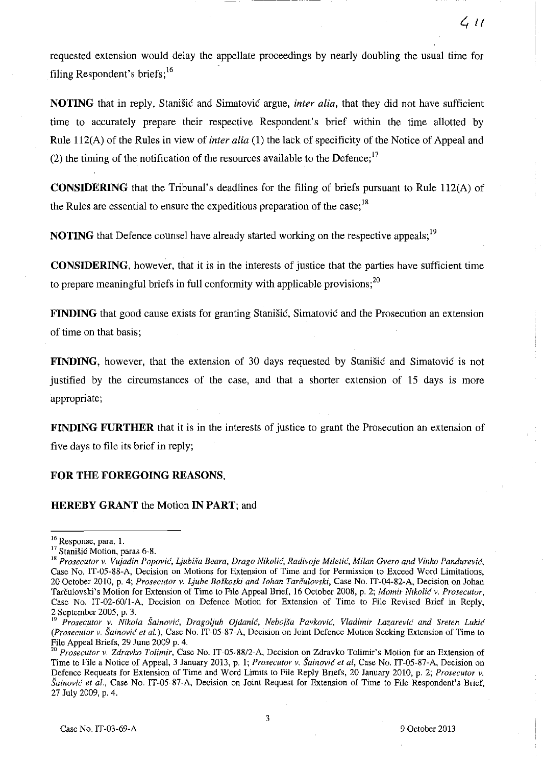requested extension would delay the appellate proceedings by nearly doubling the usual time for filing Respondent's briefs;[16]

**NOTING** that in reply, Stanišić and Simatović argue, *inter alia*, that they did not have sufficient time to accurately prepare their respective Respondent's brief within the time allotted by Rule 112(A) of the Rules in view of *inter alia* (1) the lack of specificity of the Notice of Appeal and (2) the timing of the notification of the resources available to the Defence;[17]

**CONSIDERING** that the Tribunal's deadlines for the filing of briefs pursuant to Rule 112(A) of the Rules are essential to ensure the expeditious preparation of the case;[18]

**NOTING** that Defence counsel have already started working on the respective appeals;[19]

**CONSIDERING**, however, that it is in the interests of justice that the parties have sufficient time to prepare meaningful briefs in full conformity with applicable provisions;[20]

**FINDING** that good cause exists for granting Stanišić, Simatović and the Prosecution an extension of time on that basis;

**FINDING**, however, that the extension of 30 days requested by Stanišić and Simatović is not justified by the circumstances of the case, and that a shorter extension of 15 days is more appropriate;

**FINDING FURTHER** that it is in the interests of justice to grant the Prosecution an extension of five days to file its brief in reply;

**FOR THE FOREGOING REASONS,**

**HEREBY GRANT** the Motion **IN PART**; and

---

[16] Response, para. 1.

[17] Stanišić Motion, paras 6-8.

[18] *Prosecutor v. Vujadin Popović, Ljubiša Beara, Drago Nikolić, Radivoje Miletić, Milan Gvero and Vinko Pandurević*, Case No. IT-05-88-A, Decision on Motions for Extension of Time and for Permission to Exceed Word Limitations, 20 October 2010, p. 4; *Prosecutor v. Ljube Boškoski and Johan Tarčulovski*, Case No. IT-04-82-A, Decision on Johan Tarčulovski's Motion for Extension of Time to File Appeal Brief, 16 October 2008, p. 2; *Momir Nikolić v. Prosecutor*, Case No. IT-02-60/1-A, Decision on Defence Motion for Extension of Time to File Revised Brief in Reply, 2 September 2005, p. 3.

[19] *Prosecutor v. Nikola Šainović, Dragoljub Ojdanić, Nebojša Pavković, Vladimir Lazarević and Sreten Lukić (Prosecutor v. Šainović et al.)*, Case No. IT-05-87-A, Decision on Joint Defence Motion Seeking Extension of Time to File Appeal Briefs, 29 June 2009 p. 4.

[20] *Prosecutor v. Zdravko Tolimir*, Case No. IT-05-88/2-A, Decision on Zdravko Tolimir's Motion for an Extension of Time to File a Notice of Appeal, 3 January 2013, p. 1; *Prosecutor v. Šainović et al*, Case No. IT-05-87-A, Decision on Defence Requests for Extension of Time and Word Limits to File Reply Briefs, 20 January 2010, p. 2; *Prosecutor v. Šainović et al.*, Case No. IT-05-87-A, Decision on Joint Request for Extension of Time to File Respondent's Brief, 27 July 2009, p. 4.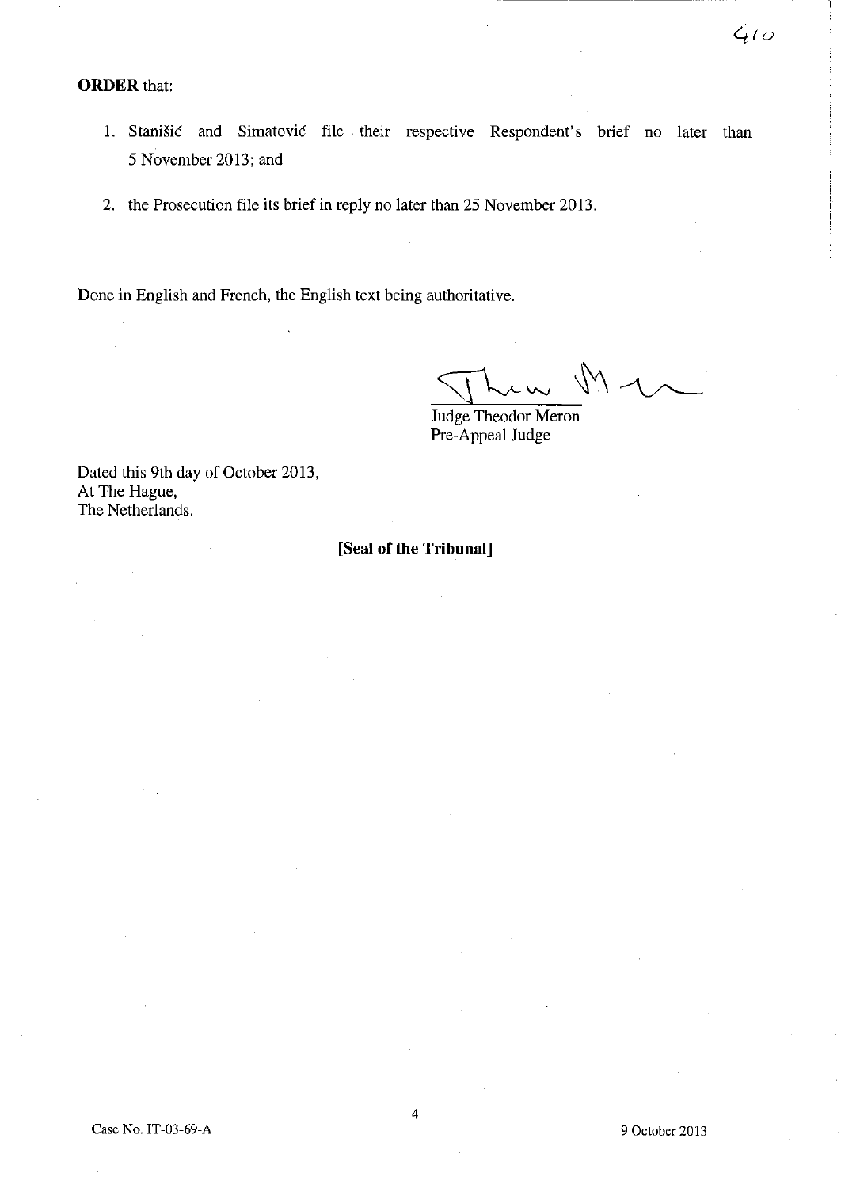**ORDER** that:

1. Stanišić and Simatović file their respective Respondent's brief no later than 5 November 2013; and

2. the Prosecution file its brief in reply no later than 25 November 2013.

Done in English and French, the English text being authoritative.

Judge Theodor Meron
Pre-Appeal Judge

Dated this 9th day of October 2013,
At The Hague,
The Netherlands.

**[Seal of the Tribunal]**